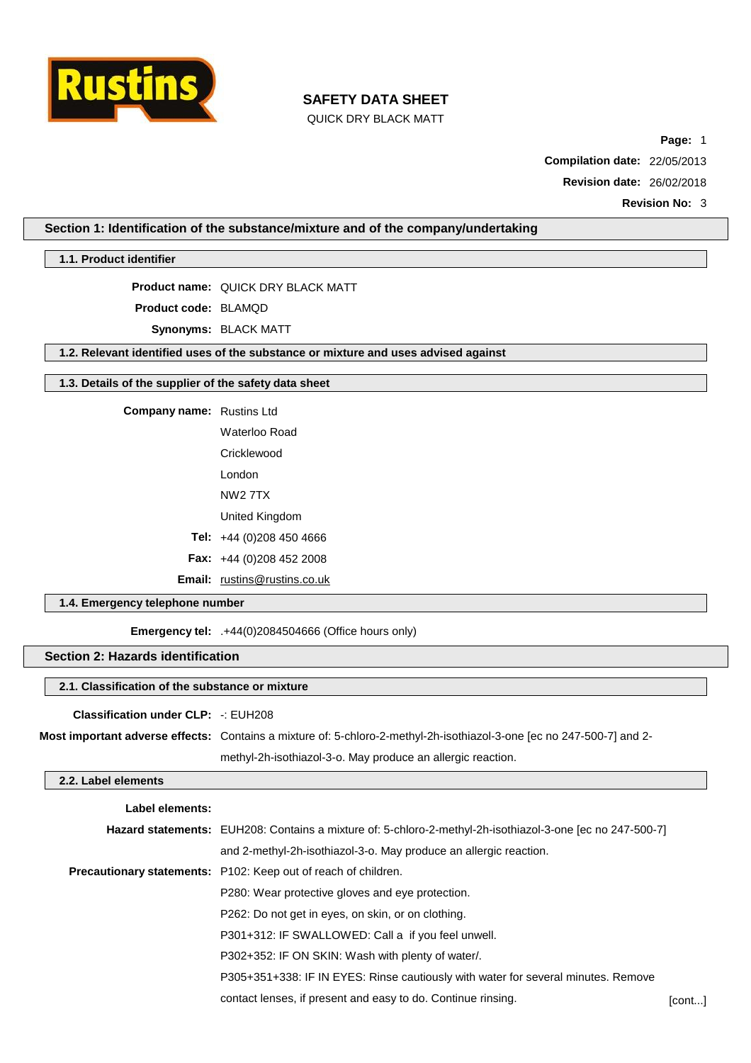# SAFETY DATA SHEET

QUICK DRY BLACK MATT

**Compilation date:** 22/05/2013

**Revision date:** 26/02/2018

**Revision No:** 3

## Section 1: Identification of the substance/mixture and of the company/undertaking

### 1.1. Product identifier

**Product name:** QUICK DRY BLACK MATT

**Product code:** BLAMQD

**Synonyms:** BLACK MATT

### 1.2. Relevant identified uses of the substance or mixture and uses advised against

### 1.3. Details of the supplier of the safety data sheet

**Company name:** Rustins Ltd
Waterloo Road
Cricklewood
London
NW2 7TX
United Kingdom

**Tel:** +44 (0)208 450 4666

**Fax:** +44 (0)208 452 2008

**Email:** rustins@rustins.co.uk

### 1.4. Emergency telephone number

**Emergency tel:** .+44(0)2084504666 (Office hours only)

## Section 2: Hazards identification

### 2.1. Classification of the substance or mixture

**Classification under CLP:** -: EUH208

**Most important adverse effects:** Contains a mixture of: 5-chloro-2-methyl-2h-isothiazol-3-one [ec no 247-500-7] and 2-methyl-2h-isothiazol-3-o. May produce an allergic reaction.

### 2.2. Label elements

**Label elements:**

**Hazard statements:** EUH208: Contains a mixture of: 5-chloro-2-methyl-2h-isothiazol-3-one [ec no 247-500-7] and 2-methyl-2h-isothiazol-3-o. May produce an allergic reaction.

**Precautionary statements:** P102: Keep out of reach of children.
P280: Wear protective gloves and eye protection.
P262: Do not get in eyes, on skin, or on clothing.
P301+312: IF SWALLOWED: Call a  if you feel unwell.
P302+352: IF ON SKIN: Wash with plenty of water/.
P305+351+338: IF IN EYES: Rinse cautiously with water for several minutes. Remove contact lenses, if present and easy to do. Continue rinsing.

[cont...]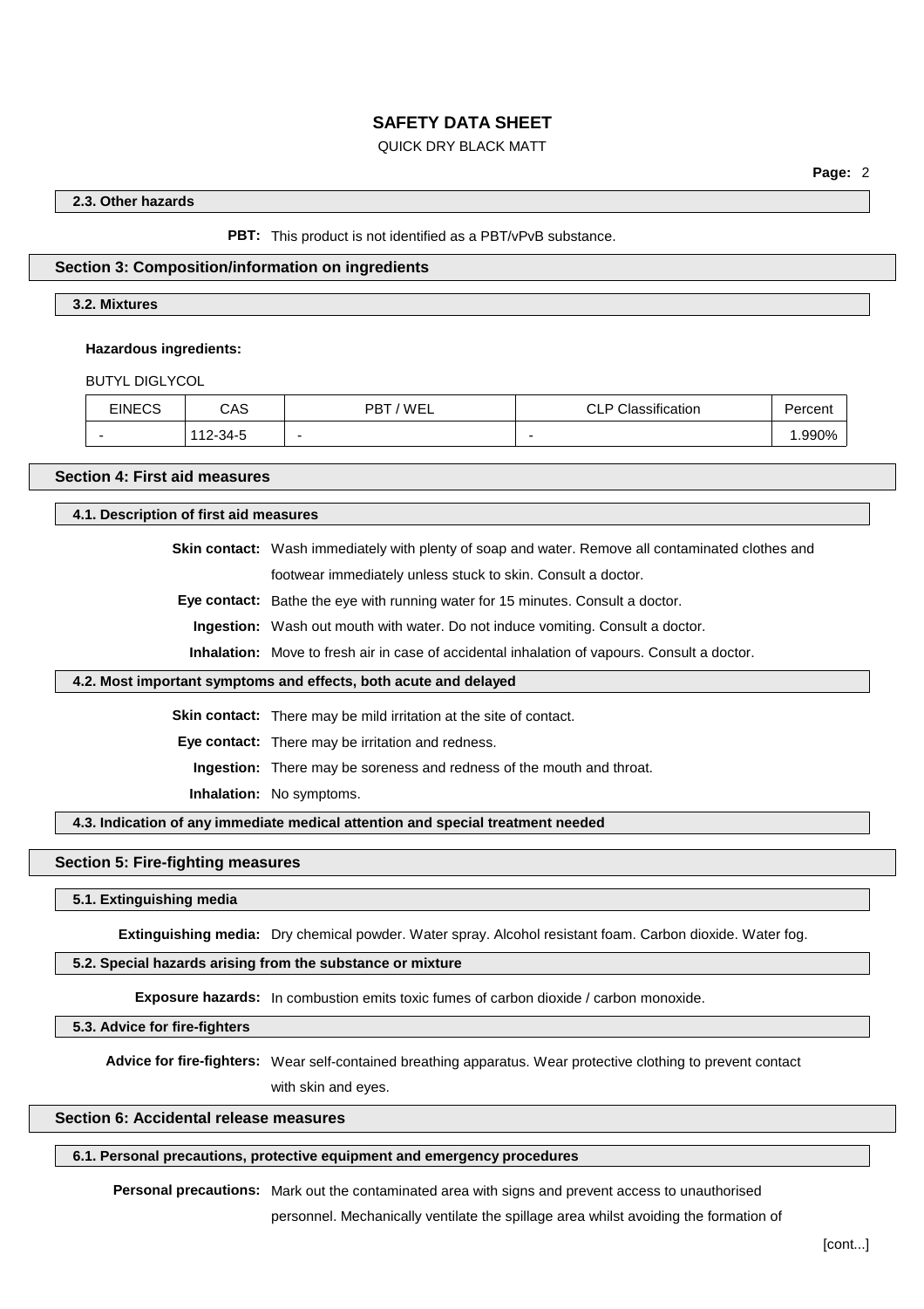### 2.3. Other hazards

**PBT:** This product is not identified as a PBT/vPvB substance.

## Section 3: Composition/information on ingredients

### 3.2. Mixtures

**Hazardous ingredients:**

BUTYL DIGLYCOL

| EINECS | CAS | PBT / WEL | CLP Classification | Percent |
|---|---|---|---|---|
| - | 112-34-5 | - | - | 1.990% |

## Section 4: First aid measures

### 4.1. Description of first aid measures

**Skin contact:** Wash immediately with plenty of soap and water. Remove all contaminated clothes and footwear immediately unless stuck to skin. Consult a doctor.

**Eye contact:** Bathe the eye with running water for 15 minutes. Consult a doctor.

**Ingestion:** Wash out mouth with water. Do not induce vomiting. Consult a doctor.

**Inhalation:** Move to fresh air in case of accidental inhalation of vapours. Consult a doctor.

### 4.2. Most important symptoms and effects, both acute and delayed

**Skin contact:** There may be mild irritation at the site of contact.

**Eye contact:** There may be irritation and redness.

**Ingestion:** There may be soreness and redness of the mouth and throat.

**Inhalation:** No symptoms.

### 4.3. Indication of any immediate medical attention and special treatment needed

## Section 5: Fire-fighting measures

### 5.1. Extinguishing media

**Extinguishing media:** Dry chemical powder. Water spray. Alcohol resistant foam. Carbon dioxide. Water fog.

### 5.2. Special hazards arising from the substance or mixture

**Exposure hazards:** In combustion emits toxic fumes of carbon dioxide / carbon monoxide.

### 5.3. Advice for fire-fighters

**Advice for fire-fighters:** Wear self-contained breathing apparatus. Wear protective clothing to prevent contact with skin and eyes.

## Section 6: Accidental release measures

### 6.1. Personal precautions, protective equipment and emergency procedures

**Personal precautions:** Mark out the contaminated area with signs and prevent access to unauthorised personnel. Mechanically ventilate the spillage area whilst avoiding the formation of

[cont...]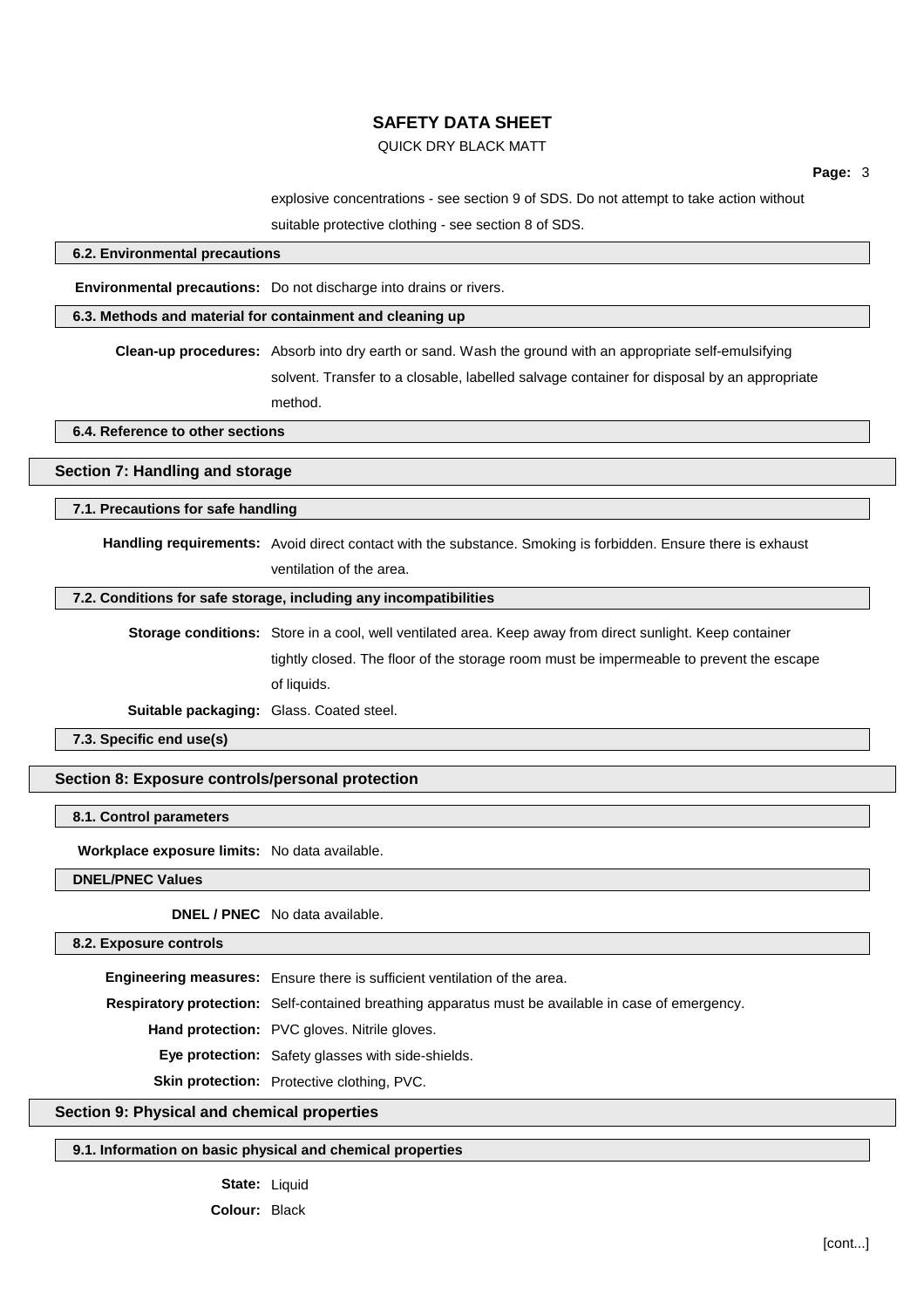explosive concentrations - see section 9 of SDS. Do not attempt to take action without suitable protective clothing - see section 8 of SDS.

### 6.2. Environmental precautions

**Environmental precautions:** Do not discharge into drains or rivers.

### 6.3. Methods and material for containment and cleaning up

**Clean-up procedures:** Absorb into dry earth or sand. Wash the ground with an appropriate self-emulsifying solvent. Transfer to a closable, labelled salvage container for disposal by an appropriate method.

### 6.4. Reference to other sections

## Section 7: Handling and storage

### 7.1. Precautions for safe handling

**Handling requirements:** Avoid direct contact with the substance. Smoking is forbidden. Ensure there is exhaust ventilation of the area.

### 7.2. Conditions for safe storage, including any incompatibilities

**Storage conditions:** Store in a cool, well ventilated area. Keep away from direct sunlight. Keep container tightly closed. The floor of the storage room must be impermeable to prevent the escape of liquids.

**Suitable packaging:** Glass. Coated steel.

### 7.3. Specific end use(s)

## Section 8: Exposure controls/personal protection

### 8.1. Control parameters

**Workplace exposure limits:** No data available.

### DNEL/PNEC Values

**DNEL / PNEC** No data available.

### 8.2. Exposure controls

**Engineering measures:** Ensure there is sufficient ventilation of the area.

**Respiratory protection:** Self-contained breathing apparatus must be available in case of emergency.

**Hand protection:** PVC gloves. Nitrile gloves.

**Eye protection:** Safety glasses with side-shields.

**Skin protection:** Protective clothing, PVC.

## Section 9: Physical and chemical properties

### 9.1. Information on basic physical and chemical properties

**State:** Liquid

**Colour:** Black

[cont...]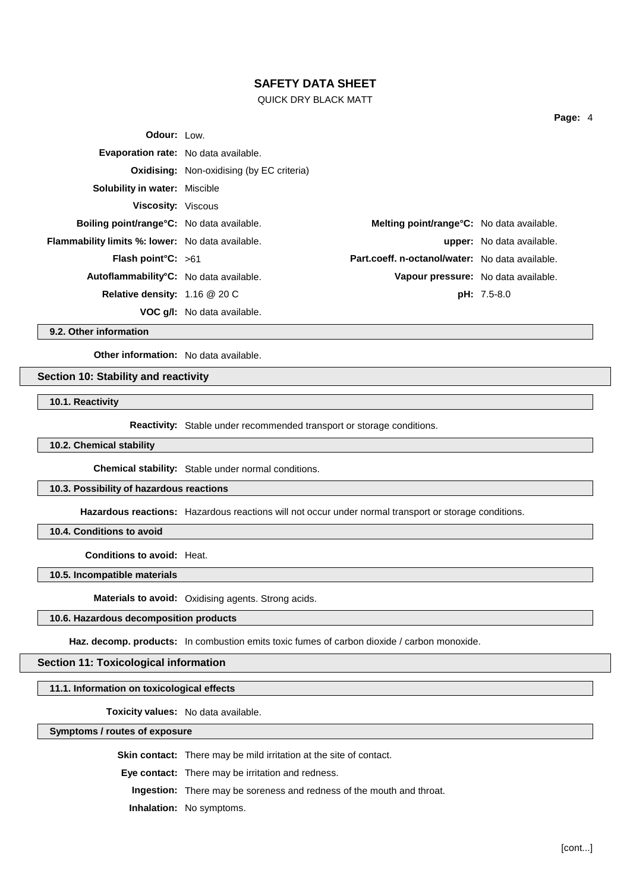**Odour:** Low.

**Evaporation rate:** No data available.

**Oxidising:** Non-oxidising (by EC criteria)

**Solubility in water:** Miscible

**Viscosity:** Viscous

| | | | |
|---|---|---|---|
| **Boiling point/range°C:** | No data available. | **Melting point/range°C:** | No data available. |
| **Flammability limits %: lower:** | No data available. | **upper:** | No data available. |
| **Flash point°C:** | >61 | **Part.coeff. n-octanol/water:** | No data available. |
| **Autoflammability°C:** | No data available. | **Vapour pressure:** | No data available. |
| **Relative density:** | 1.16 @ 20 C | **pH:** | 7.5-8.0 |
| **VOC g/l:** | No data available. | | |

### 9.2. Other information

**Other information:** No data available.

## Section 10: Stability and reactivity

### 10.1. Reactivity

**Reactivity:** Stable under recommended transport or storage conditions.

### 10.2. Chemical stability

**Chemical stability:** Stable under normal conditions.

### 10.3. Possibility of hazardous reactions

**Hazardous reactions:** Hazardous reactions will not occur under normal transport or storage conditions.

### 10.4. Conditions to avoid

**Conditions to avoid:** Heat.

### 10.5. Incompatible materials

**Materials to avoid:** Oxidising agents. Strong acids.

### 10.6. Hazardous decomposition products

**Haz. decomp. products:** In combustion emits toxic fumes of carbon dioxide / carbon monoxide.

## Section 11: Toxicological information

### 11.1. Information on toxicological effects

**Toxicity values:** No data available.

### Symptoms / routes of exposure

**Skin contact:** There may be mild irritation at the site of contact.

**Eye contact:** There may be irritation and redness.

**Ingestion:** There may be soreness and redness of the mouth and throat.

**Inhalation:** No symptoms.

[cont...]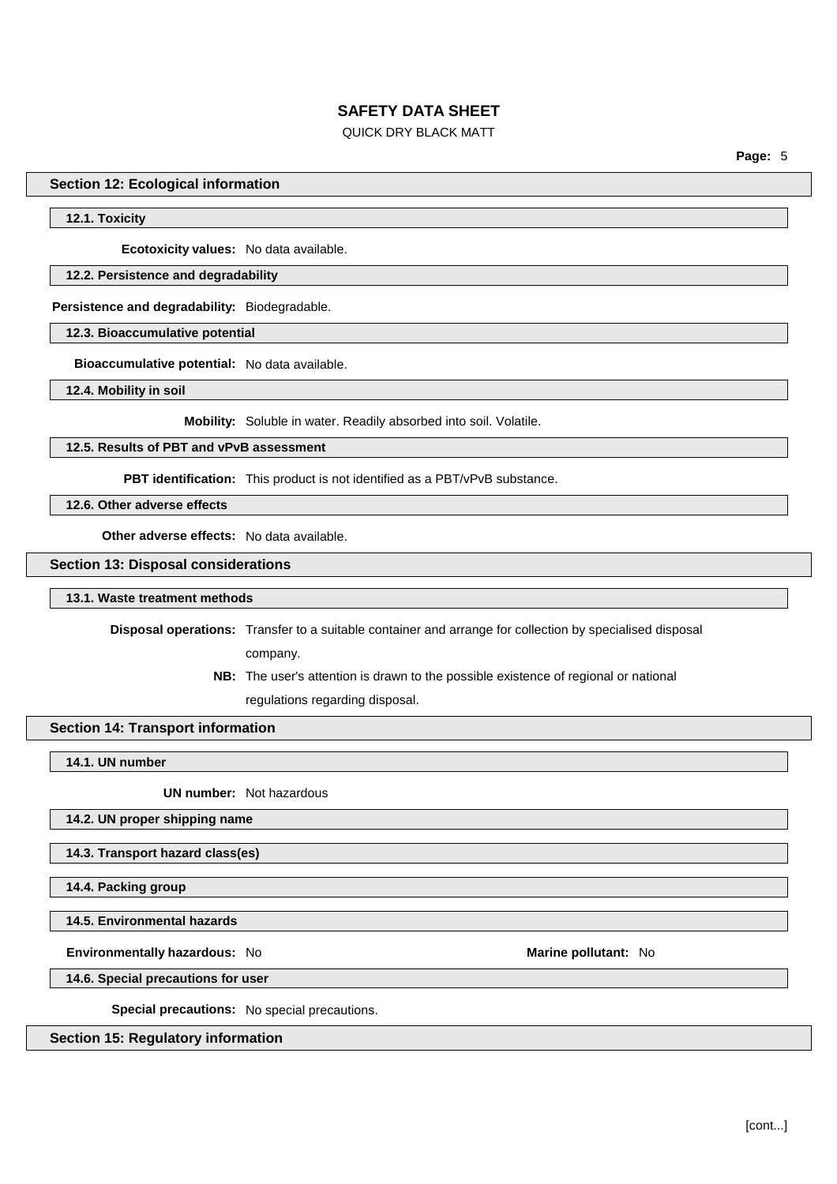## Section 12: Ecological information

### 12.1. Toxicity

**Ecotoxicity values:** No data available.

### 12.2. Persistence and degradability

**Persistence and degradability:** Biodegradable.

### 12.3. Bioaccumulative potential

**Bioaccumulative potential:** No data available.

### 12.4. Mobility in soil

**Mobility:** Soluble in water. Readily absorbed into soil. Volatile.

### 12.5. Results of PBT and vPvB assessment

**PBT identification:** This product is not identified as a PBT/vPvB substance.

### 12.6. Other adverse effects

**Other adverse effects:** No data available.

## Section 13: Disposal considerations

### 13.1. Waste treatment methods

**Disposal operations:** Transfer to a suitable container and arrange for collection by specialised disposal company.

**NB:** The user's attention is drawn to the possible existence of regional or national regulations regarding disposal.

## Section 14: Transport information

### 14.1. UN number

**UN number:** Not hazardous

### 14.2. UN proper shipping name

### 14.3. Transport hazard class(es)

### 14.4. Packing group

### 14.5. Environmental hazards

**Environmentally hazardous:** No **Marine pollutant:** No

### 14.6. Special precautions for user

**Special precautions:** No special precautions.

## Section 15: Regulatory information

[cont...]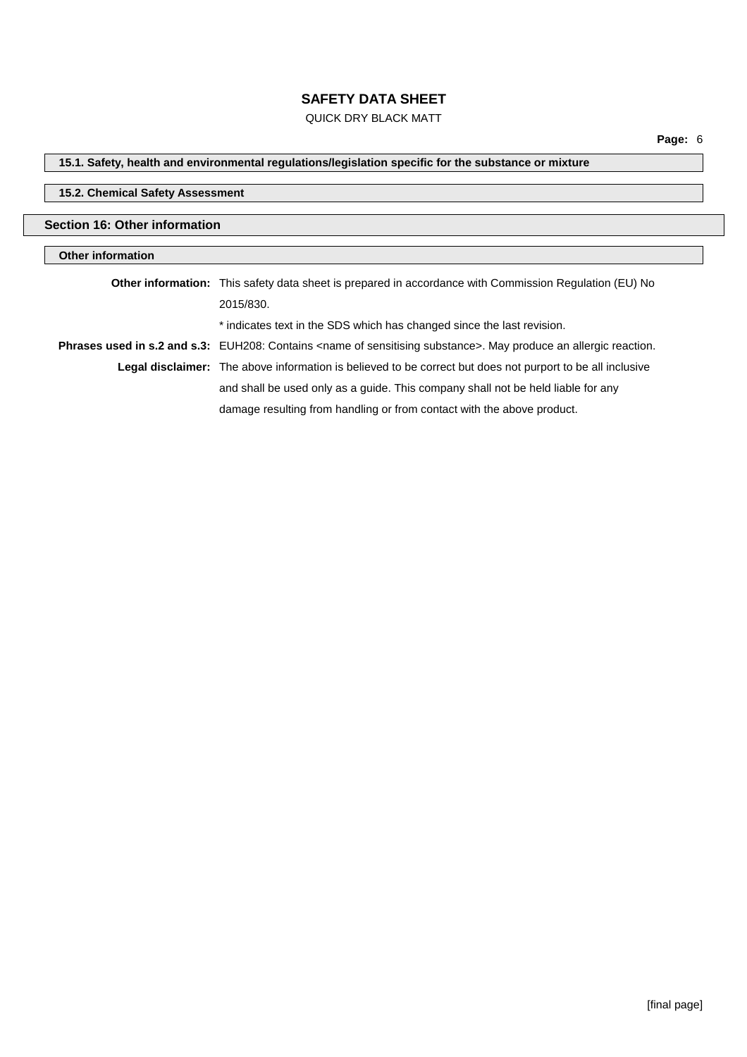### 15.1. Safety, health and environmental regulations/legislation specific for the substance or mixture

### 15.2. Chemical Safety Assessment

## Section 16: Other information

### Other information

**Other information:** This safety data sheet is prepared in accordance with Commission Regulation (EU) No 2015/830.

* indicates text in the SDS which has changed since the last revision.

**Phrases used in s.2 and s.3:** EUH208: Contains <name of sensitising substance>. May produce an allergic reaction.

**Legal disclaimer:** The above information is believed to be correct but does not purport to be all inclusive and shall be used only as a guide. This company shall not be held liable for any damage resulting from handling or from contact with the above product.

[final page]